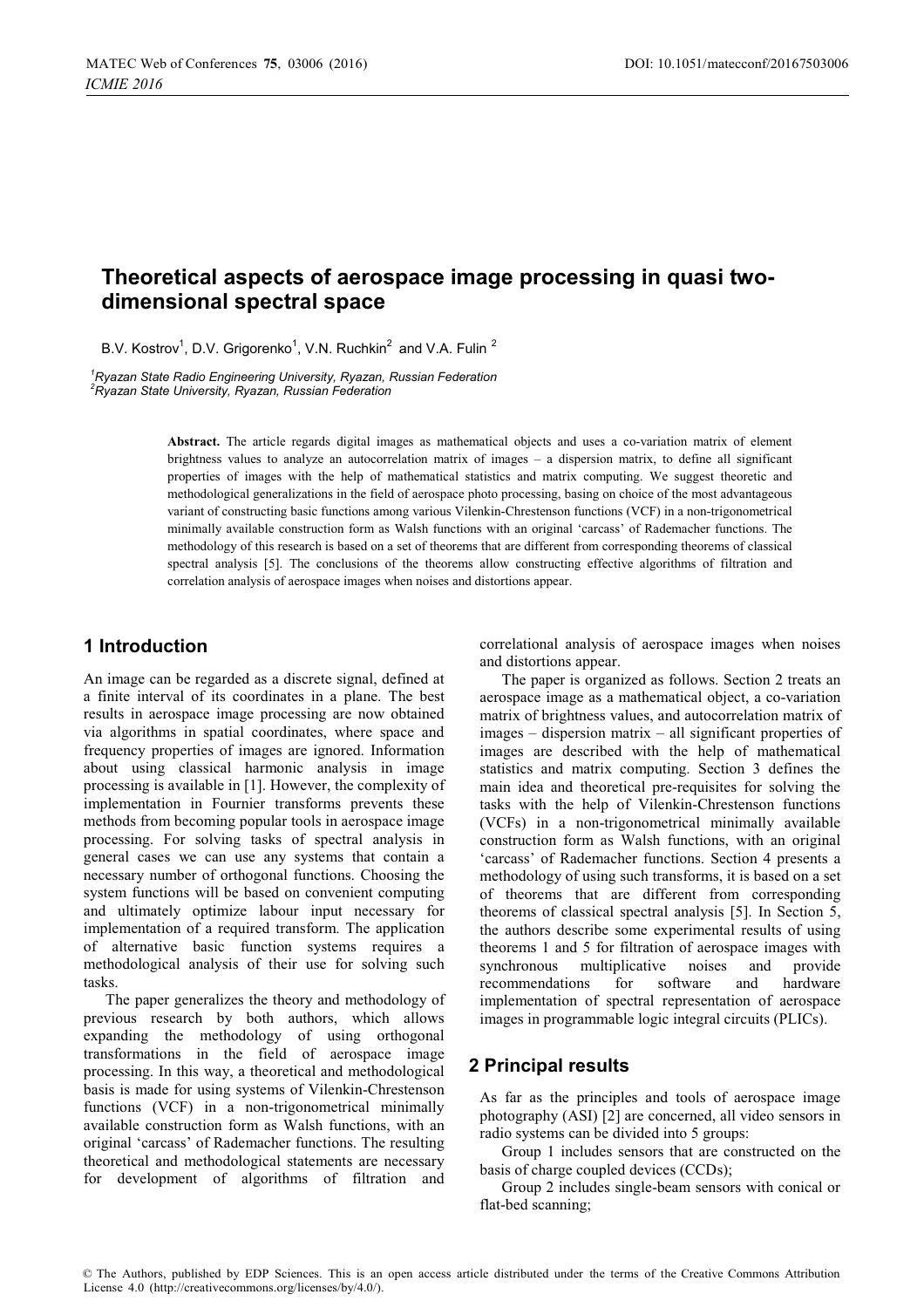# Theoretical aspects of aerospace image processing in quasi two-dimensional spectral space

B.V. Kostrov[1], D.V. Grigorenko[1], V.N. Ruchkin[2] and V.A. Fulin [2]

[1]*Ryazan State Radio Engineering University, Ryazan, Russian Federation*
[2]*Ryazan State University, Ryazan, Russian Federation*

**Abstract.** The article regards digital images as mathematical objects and uses a co-variation matrix of element brightness values to analyze an autocorrelation matrix of images – a dispersion matrix, to define all significant properties of images with the help of mathematical statistics and matrix computing. We suggest theoretic and methodological generalizations in the field of aerospace photo processing, basing on choice of the most advantageous variant of constructing basic functions among various Vilenkin-Chrestenson functions (VCF) in a non-trigonometrical minimally available construction form as Walsh functions with an original 'carcass' of Rademacher functions. The methodology of this research is based on a set of theorems that are different from corresponding theorems of classical spectral analysis [5]. The conclusions of the theorems allow constructing effective algorithms of filtration and correlation analysis of aerospace images when noises and distortions appear.

## 1 Introduction

An image can be regarded as a discrete signal, defined at a finite interval of its coordinates in a plane. The best results in aerospace image processing are now obtained via algorithms in spatial coordinates, where space and frequency properties of images are ignored. Information about using classical harmonic analysis in image processing is available in [1]. However, the complexity of implementation in Fournier transforms prevents these methods from becoming popular tools in aerospace image processing. For solving tasks of spectral analysis in general cases we can use any systems that contain a necessary number of orthogonal functions. Choosing the system functions will be based on convenient computing and ultimately optimize labour input necessary for implementation of a required transform. The application of alternative basic function systems requires a methodological analysis of their use for solving such tasks.

The paper generalizes the theory and methodology of previous research by both authors, which allows expanding the methodology of using orthogonal transformations in the field of aerospace image processing. In this way, a theoretical and methodological basis is made for using systems of Vilenkin-Chrestenson functions (VCF) in a non-trigonometrical minimally available construction form as Walsh functions, with an original 'carcass' of Rademacher functions. The resulting theoretical and methodological statements are necessary for development of algorithms of filtration and correlational analysis of aerospace images when noises and distortions appear.

The paper is organized as follows. Section 2 treats an aerospace image as a mathematical object, a co-variation matrix of brightness values, and autocorrelation matrix of images – dispersion matrix – all significant properties of images are described with the help of mathematical statistics and matrix computing. Section 3 defines the main idea and theoretical pre-requisites for solving the tasks with the help of Vilenkin-Chrestenson functions (VCFs) in a non-trigonometrical minimally available construction form as Walsh functions, with an original 'carcass' of Rademacher functions. Section 4 presents a methodology of using such transforms, it is based on a set of theorems that are different from corresponding theorems of classical spectral analysis [5]. In Section 5, the authors describe some experimental results of using theorems 1 and 5 for filtration of aerospace images with synchronous multiplicative noises and provide recommendations for software and hardware implementation of spectral representation of aerospace images in programmable logic integral circuits (PLICs).

## 2 Principal results

As far as the principles and tools of aerospace image photography (ASI) [2] are concerned, all video sensors in radio systems can be divided into 5 groups:

Group 1 includes sensors that are constructed on the basis of charge coupled devices (CCDs);

Group 2 includes single-beam sensors with conical or flat-bed scanning;

© The Authors, published by EDP Sciences. This is an open access article distributed under the terms of the Creative Commons Attribution License 4.0 (http://creativecommons.org/licenses/by/4.0/).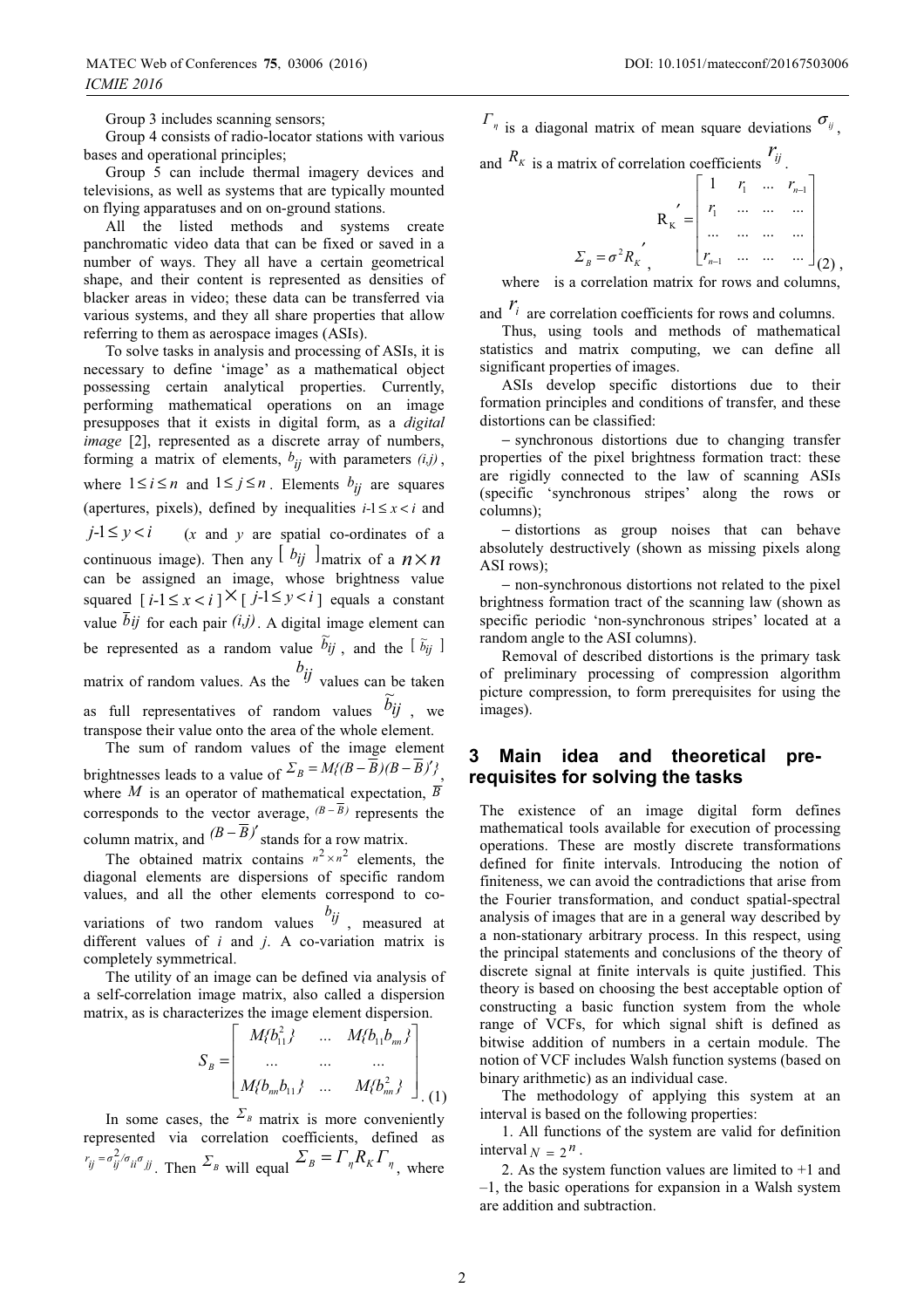Group 3 includes scanning sensors;

Group 4 consists of radio-locator stations with various bases and operational principles;

Group 5 can include thermal imagery devices and televisions, as well as systems that are typically mounted on flying apparatuses and on on-ground stations.

All the listed methods and systems create panchromatic video data that can be fixed or saved in a number of ways. They all have a certain geometrical shape, and their content is represented as densities of blacker areas in video; these data can be transferred via various systems, and they all share properties that allow referring to them as aerospace images (ASIs).

To solve tasks in analysis and processing of ASIs, it is necessary to define 'image' as a mathematical object possessing certain analytical properties. Currently, performing mathematical operations on an image presupposes that it exists in digital form, as a *digital image* [2], represented as a discrete array of numbers, forming a matrix of elements, $b_{ij}$ with parameters $(i,j)$, where $1 \le i \le n$ and $1 \le j \le n$. Elements $b_{ij}$ are squares (apertures, pixels), defined by inequalities $i\text{-}1 \le x < i$ and $j\text{-}1 \le y < i$ ($x$ and $y$ are spatial co-ordinates of a continuous image). Then any $[\ b_{ij}\ ]$matrix of a $n \times n$ can be assigned an image, whose brightness value squared $[\ i\text{-}1 \le x < i\ ] \times [\ j\text{-}1 \le y < i\ ]$ equals a constant value $\bar{b}_{ij}$ for each pair $(i,j)$. A digital image element can be represented as a random value $\tilde{b}_{ij}$, and the $[\ \tilde{b}_{ij}\ ]$ matrix of random values. As the $b_{ij}$ values can be taken as full representatives of random values $\tilde{b}_{ij}$, we transpose their value onto the area of the whole element.

The sum of random values of the image element brightnesses leads to a value of $\Sigma_B = M\{(B-\bar{B})(B-\bar{B})'\}$, where $M$ is an operator of mathematical expectation, $\bar{B}$ corresponds to the vector average, $(B-\bar{B})$ represents the column matrix, and $(B-\bar{B})'$ stands for a row matrix.

The obtained matrix contains $n^2 \times n^2$ elements, the diagonal elements are dispersions of specific random values, and all the other elements correspond to co-variations of two random values $b_{ij}$, measured at different values of $i$ and $j$. A co-variation matrix is completely symmetrical.

The utility of an image can be defined via analysis of a self-correlation image matrix, also called a dispersion matrix, as is characterizes the image element dispersion.

$$S_B = \begin{bmatrix} M\{b_{11}^2\} & \dots & M\{b_{11}b_{nn}\} \\ \dots & \dots & \dots \\ M\{b_{nn}b_{11}\} & \dots & M\{b_{nn}^2\} \end{bmatrix}. \quad (1)$$

In some cases, the $\Sigma_B$ matrix is more conveniently represented via correlation coefficients, defined as $r_{ij} = \sigma_{ij}^2 / \sigma_{ii}\sigma_{jj}$. Then $\Sigma_B$ will equal $\Sigma_B = \Gamma_\eta R_K \Gamma_\eta$, where $\Gamma_\eta$ is a diagonal matrix of mean square deviations $\sigma_{ij}$, and $R_K$ is a matrix of correlation coefficients $r_{ij}$.

$$\Sigma_B = \sigma^2 R_K', \quad R_K' = \begin{bmatrix} 1 & r_1 & \dots & r_{n-1} \\ r_1 & \dots & \dots & \dots \\ \dots & \dots & \dots & \dots \\ r_{n-1} & \dots & \dots & \dots \end{bmatrix} \quad (2),$$

where is a correlation matrix for rows and columns, and $r_i$ are correlation coefficients for rows and columns.

Thus, using tools and methods of mathematical statistics and matrix computing, we can define all significant properties of images.

ASIs develop specific distortions due to their formation principles and conditions of transfer, and these distortions can be classified:

– synchronous distortions due to changing transfer properties of the pixel brightness formation tract: these are rigidly connected to the law of scanning ASIs (specific 'synchronous stripes' along the rows or columns);

– distortions as group noises that can behave absolutely destructively (shown as missing pixels along ASI rows);

– non-synchronous distortions not related to the pixel brightness formation tract of the scanning law (shown as specific periodic 'non-synchronous stripes' located at a random angle to the ASI columns).

Removal of described distortions is the primary task of preliminary processing of compression algorithm picture compression, to form prerequisites for using the images).

## 3 Main idea and theoretical pre-requisites for solving the tasks

The existence of an image digital form defines mathematical tools available for execution of processing operations. These are mostly discrete transformations defined for finite intervals. Introducing the notion of finiteness, we can avoid the contradictions that arise from the Fourier transformation, and conduct spatial-spectral analysis of images that are in a general way described by a non-stationary arbitrary process. In this respect, using the principal statements and conclusions of the theory of discrete signal at finite intervals is quite justified. This theory is based on choosing the best acceptable option of constructing a basic function system from the whole range of VCFs, for which signal shift is defined as bitwise addition of numbers in a certain module. The notion of VCF includes Walsh function systems (based on binary arithmetic) as an individual case.

The methodology of applying this system at an interval is based on the following properties:

1. All functions of the system are valid for definition interval $N = 2^n$.

2. As the system function values are limited to +1 and –1, the basic operations for expansion in a Walsh system are addition and subtraction.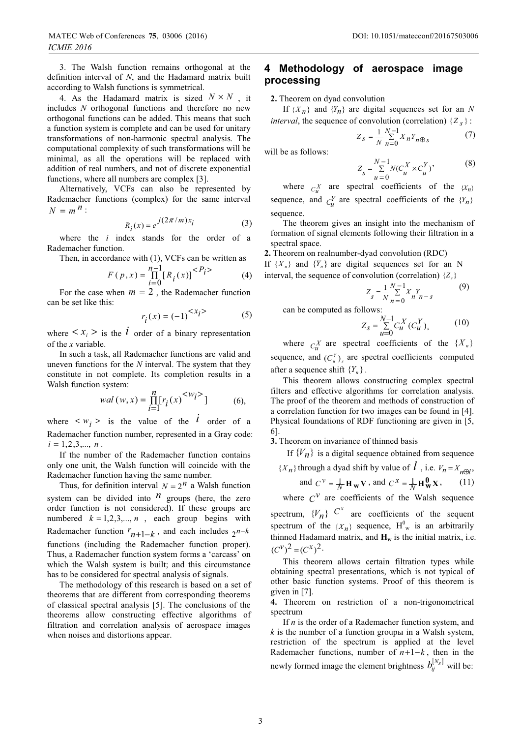3. The Walsh function remains orthogonal at the definition interval of N, and the Hadamard matrix built according to Walsh functions is symmetrical.

4. As the Hadamard matrix is sized $N \times N$, it includes N orthogonal functions and therefore no new orthogonal functions can be added. This means that such a function system is complete and can be used for unitary transformations of non-harmonic spectral analysis. The computational complexity of such transformations will be minimal, as all the operations will be replaced with addition of real numbers, and not of discrete exponential functions, where all numbers are complex [3].

Alternatively, VCFs can also be represented by Rademacher functions (complex) for the same interval $N = m^n$:

$$R_i(x) = e^{j(2\pi/m)x_i} \tag{3}$$

where the $i$ index stands for the order of a Rademacher function.

Then, in accordance with (1), VCFs can be written as

$$F(p,x) = \prod_{i=0}^{n-1} [R_i(x)]^{<P_i>} \tag{4}$$

For the case when $m = 2$, the Rademacher function can be set like this:

$$r_i(x) = (-1)^{<x_i>} \tag{5}$$

where $<x_i>$ is the $i$ order of a binary representation of the x variable.

In such a task, all Rademacher functions are valid and uneven functions for the N interval. The system that they constitute in not complete. Its completion results in a Walsh function system:

$$wal(w,x) = \prod_{i=1}^{n} [r_i(x)^{<w_i>}] \tag{6}$$

where $<w_i>$ is the value of the $i$ order of a Rademacher function number, represented in a Gray code: $i = 1,2,3,..., n$.

If the number of the Rademacher function contains only one unit, the Walsh function will coincide with the Rademacher function having the same number.

Thus, for definition interval $N = 2^n$ a Walsh function system can be divided into $n$ groups (here, the zero order function is not considered). If these groups are numbered $k = 1,2,3,..., n$, each group begins with Rademacher function $r_{n+1-k}$, and each includes $2^{n-k}$ functions (including the Rademacher function proper). Thus, a Rademacher function system forms a 'carcass' on which the Walsh system is built; and this circumstance has to be considered for spectral analysis of signals.

The methodology of this research is based on a set of theorems that are different from corresponding theorems of classical spectral analysis [5]. The conclusions of the theorems allow constructing effective algorithms of filtration and correlation analysis of aerospace images when noises and distortions appear.

## 4 Methodology of aerospace image processing

**2.** Theorem on dyad convolution

If $\{X_n\}$ and $\{Y_n\}$ are digital sequences set for an *N interval*, the sequence of convolution (correlation) $\{Z_s\}$:

$$Z_s = \frac{1}{N} \sum_{n=0}^{N-1} X_n Y_{n \oplus s} \tag{7}$$

will be as follows:

$$Z_s = \sum_{u=0}^{N-1} N(C_u^X \times C_u^Y), \tag{8}$$

where $C_u^X$ are spectral coefficients of the $\{X_n\}$ sequence, and $C_u^Y$ are spectral coefficients of the $\{Y_n\}$ sequence.

The theorem gives an insight into the mechanism of formation of signal elements following their filtration in a spectral space.

**2.** Theorem on realnumber-dyad convolution (RDC)

If $\{X_n\}$ and $\{Y_n\}$ are digital sequences set for an N interval, the sequence of convolution (correlation) $\{Z_s\}$

$$Z_s = \frac{1}{N} \sum_{n=0}^{N-1} X_n Y_{n-s} \tag{9}$$

can be computed as follows:

$$Z_s = \sum_{u=0}^{N-1} C_u^X (C_u^Y)_s \tag{10}$$

where $C_u^X$ are spectral coefficients of the $\{X_n\}$ sequence, and $(C_u^Y)_s$ are spectral coefficients computed after a sequence shift $\{Y_n\}$.

This theorem allows constructing complex spectral filters and effective algorithms for correlation analysis. The proof of the theorem and methods of construction of a correlation function for two images can be found in [4]. Physical foundations of RDF functioning are given in [5, 6].

**3.** Theorem on invariance of thinned basis

If $\{V_n\}$ is a digital sequence obtained from sequence $\{X_n\}$ through a dyad shift by value of $l$, i.e. $V_n = X_{n \oplus l}$,

and $C^v = \frac{1}{N}\mathbf{H_w V}$, and $C^x = \frac{1}{N}\mathbf{H_w^0 X}$, (11)

where $C^v$ are coefficients of the Walsh sequence spectrum, $\{V_n\}$ $C^x$ are coefficients of the sequent spectrum of the $\{X_n\}$ sequence, $H^0_w$ is an arbitrarily thinned Hadamard matrix, and $\mathbf{H_w}$ is the initial matrix, i.e. $(C^v)^2 = (C^x)^2$.

This theorem allows certain filtration types while obtaining spectral presentations, which is not typical of other basic function systems. Proof of this theorem is given in [7].

**4.** Theorem on restriction of a non-trigonometrical spectrum

If n is the order of a Rademacher function system, and k is the number of a function groupы in a Walsh system, restriction of the spectrum is applied at the level Rademacher functions, number of $n+1-k$, then in the newly formed image the element brightness $b_{ij}^{[N_s]}$ will be: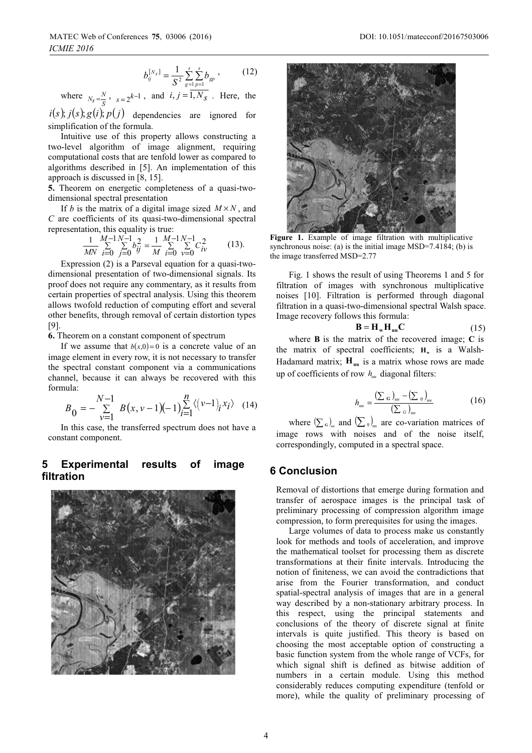$$b_{ij}^{[N_S]} = \frac{1}{S^2}\sum_{g=1}^{s}\sum_{p=1}^{s} b_{gp}\,, \qquad (12)$$

where $N_S = \frac{N}{S}$, $s = 2^{k-1}$, and $i, j = \overline{1, N_S}$. Here, the $i(s); j(s); g(i); p(j)$ dependencies are ignored for simplification of the formula.

Intuitive use of this property allows constructing a two-level algorithm of image alignment, requiring computational costs that are tenfold lower as compared to algorithms described in [5]. An implementation of this approach is discussed in [8, 15].

**5.** Theorem on energetic completeness of a quasi-two-dimensional spectral presentation

If *b* is the matrix of a digital image sized $M \times N$, and *C* are coefficients of its quasi-two-dimensional spectral representation, this equality is true:

$$\frac{1}{MN}\sum_{i=0}^{M-1}\sum_{j=0}^{N-1} b_{ij}^2 = \frac{1}{M}\sum_{i=0}^{M-1}\sum_{v=0}^{N-1} C_{iv}^2 \qquad (13).$$

Expression (2) is a Parseval equation for a quasi-two-dimensional presentation of two-dimensional signals. Its proof does not require any commentary, as it results from certain properties of spectral analysis. Using this theorem allows twofold reduction of computing effort and several other benefits, through removal of certain distortion types [9].

**6.** Theorem on a constant component of spectrum

If we assume that $b(x,0) = 0$ is a concrete value of an image element in every row, it is not necessary to transfer the spectral constant component via a communications channel, because it can always be recovered with this formula:

$$B_0 = -\sum_{v=1}^{N-1} B(x, v-1)(-1)^{\sum_{i=1}^{n}\langle (v-1)_i x_i \rangle} \quad (14)$$

In this case, the transferred spectrum does not have a constant component.

## 5 Experimental results of image filtration

**Figure 1.** Example of image filtration with multiplicative synchronous noise: (a) is the initial image MSD=7.4184; (b) is the image transferred MSD=2.77

Fig. 1 shows the result of using Theorems 1 and 5 for filtration of images with synchronous multiplicative noises [10]. Filtration is performed through diagonal filtration in a quasi-two-dimensional spectral Walsh space. Image recovery follows this formula:

$$\mathbf{B} = \mathbf{H_w H_{uu} C} \qquad (15)$$

where **B** is the matrix of the recovered image; **C** is the matrix of spectral coefficients; $\mathbf{H_w}$ is a Walsh-Hadamard matrix; $\mathbf{H_{uu}}$ is a matrix whose rows are made up of coefficients of row $h_{uu}$ diagonal filters:

$$h_{uu} = \frac{\left(\sum_{\mathbf{G}}\right)_{uu} - \left(\sum_{\eta}\right)_{uu}}{\left(\sum_{G}\right)_{uu}} \qquad (16)$$

where $\left(\sum_{\mathbf{G}}\right)_{uu}$ and $\left(\sum_{\eta}\right)_{uu}$ are co-variation matrices of image rows with noises and of the noise itself, correspondingly, computed in a spectral space.

## 6 Conclusion

Removal of distortions that emerge during formation and transfer of aerospace images is the principal task of preliminary processing of compression algorithm image compression, to form prerequisites for using the images.

Large volumes of data to process make us constantly look for methods and tools of acceleration, and improve the mathematical toolset for processing them as discrete transformations at their finite intervals. Introducing the notion of finiteness, we can avoid the contradictions that arise from the Fourier transformation, and conduct spatial-spectral analysis of images that are in a general way described by a non-stationary arbitrary process. In this respect, using the principal statements and conclusions of the theory of discrete signal at finite intervals is quite justified. This theory is based on choosing the most acceptable option of constructing a basic function system from the whole range of VCFs, for which signal shift is defined as bitwise addition of numbers in a certain module. Using this method considerably reduces computing expenditure (tenfold or more), while the quality of preliminary processing of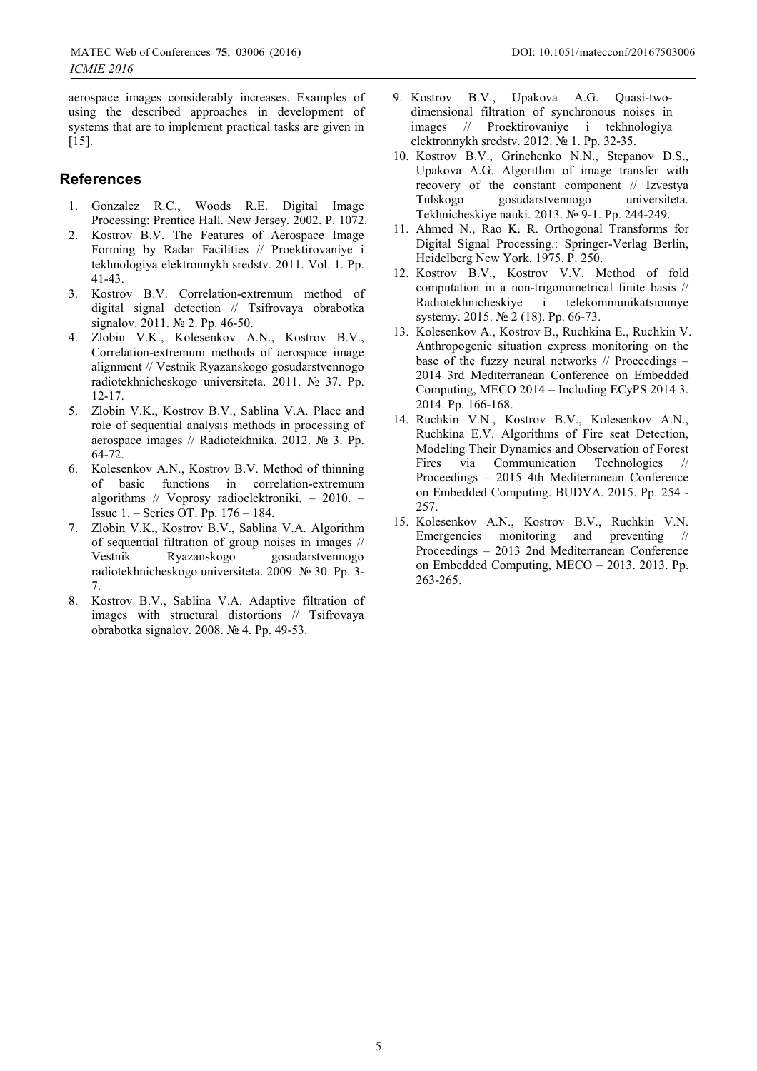aerospace images considerably increases. Examples of using the described approaches in development of systems that are to implement practical tasks are given in [15].

## References

1. Gonzalez R.C., Woods R.E. Digital Image Processing: Prentice Hall. New Jersey. 2002. P. 1072.
2. Kostrov B.V. The Features of Aerospace Image Forming by Radar Facilities // Proektirovaniye i tekhnologiya elektronnykh sredstv. 2011. Vol. 1. Pp. 41-43.
3. Kostrov B.V. Correlation-extremum method of digital signal detection // Tsifrovaya obrabotka signalov. 2011. № 2. Pp. 46-50.
4. Zlobin V.K., Kolesenkov A.N., Kostrov B.V., Correlation-extremum methods of aerospace image alignment // Vestnik Ryazanskogo gosudarstvennogo radiotekhnicheskogo universiteta. 2011. № 37. Pp. 12-17.
5. Zlobin V.K., Kostrov B.V., Sablina V.A. Place and role of sequential analysis methods in processing of aerospace images // Radiotekhnika. 2012. № 3. Pp. 64-72.
6. Kolesenkov A.N., Kostrov B.V. Method of thinning of basic functions in correlation-extremum algorithms // Voprosy radioelektroniki. – 2010. – Issue 1. – Series OT. Pp. 176 – 184.
7. Zlobin V.K., Kostrov B.V., Sablina V.A. Algorithm of sequential filtration of group noises in images // Vestnik Ryazanskogo gosudarstvennogo radiotekhnicheskogo universiteta. 2009. № 30. Pp. 3-7.
8. Kostrov B.V., Sablina V.A. Adaptive filtration of images with structural distortions // Tsifrovaya obrabotka signalov. 2008. № 4. Pp. 49-53.
9. Kostrov B.V., Upakova A.G. Quasi-two-dimensional filtration of synchronous noises in images // Proektirovaniye i tekhnologiya elektronnykh sredstv. 2012. № 1. Pp. 32-35.
10. Kostrov B.V., Grinchenko N.N., Stepanov D.S., Upakova A.G. Algorithm of image transfer with recovery of the constant component // Izvestya Tulskogo gosudarstvennogo universiteta. Tekhnicheskiye nauki. 2013. № 9-1. Pp. 244-249.
11. Ahmed N., Rao K. R. Orthogonal Transforms for Digital Signal Processing.: Springer-Verlag Berlin, Heidelberg New York. 1975. P. 250.
12. Kostrov B.V., Kostrov V.V. Method of fold computation in a non-trigonometrical finite basis // Radiotekhnicheskiye i telekommunikatsionnye systemy. 2015. № 2 (18). Pp. 66-73.
13. Kolesenkov A., Kostrov B., Ruchkina E., Ruchkin V. Anthropogenic situation express monitoring on the base of the fuzzy neural networks // Proceedings – 2014 3rd Mediterranean Conference on Embedded Computing, MECO 2014 – Including ECyPS 2014 3. 2014. Pp. 166-168.
14. Ruchkin V.N., Kostrov B.V., Kolesenkov A.N., Ruchkina E.V. Algorithms of Fire seat Detection, Modeling Their Dynamics and Observation of Forest Fires via Communication Technologies // Proceedings – 2015 4th Mediterranean Conference on Embedded Computing. BUDVA. 2015. Pp. 254 - 257.
15. Kolesenkov A.N., Kostrov B.V., Ruchkin V.N. Emergencies monitoring and preventing // Proceedings – 2013 2nd Mediterranean Conference on Embedded Computing, MECO – 2013. 2013. Pp. 263-265.